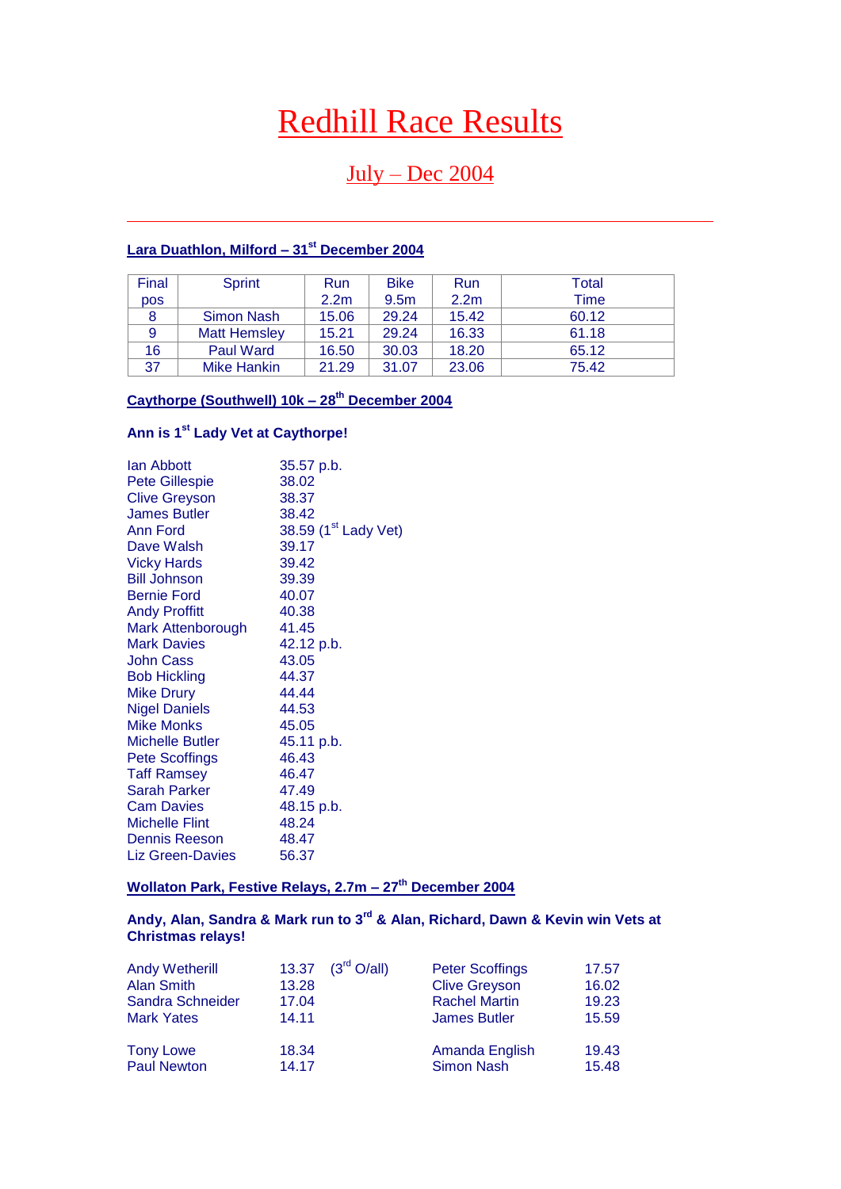# Redhill Race Results

## July – Dec 2004

---

### Lara Duathlon, Milford – 31st December 2004

| Final pos | Sprint | Run 2.2m | Bike 9.5m | Run 2.2m | Total Time |
|---|---|---|---|---|---|
| 8 | Simon Nash | 15.06 | 29.24 | 15.42 | 60.12 |
| 9 | Matt Hemsley | 15.21 | 29.24 | 16.33 | 61.18 |
| 16 | Paul Ward | 16.50 | 30.03 | 18.20 | 65.12 |
| 37 | Mike Hankin | 21.29 | 31.07 | 23.06 | 75.42 |

### Caythorpe (Southwell) 10k – 28th December 2004

**Ann is 1st Lady Vet at Caythorpe!**

| | |
|---|---|
| Ian Abbott | 35.57 p.b. |
| Pete Gillespie | 38.02 |
| Clive Greyson | 38.37 |
| James Butler | 38.42 |
| Ann Ford | 38.59 (1st Lady Vet) |
| Dave Walsh | 39.17 |
| Vicky Hards | 39.42 |
| Bill Johnson | 39.39 |
| Bernie Ford | 40.07 |
| Andy Proffitt | 40.38 |
| Mark Attenborough | 41.45 |
| Mark Davies | 42.12 p.b. |
| John Cass | 43.05 |
| Bob Hickling | 44.37 |
| Mike Drury | 44.44 |
| Nigel Daniels | 44.53 |
| Mike Monks | 45.05 |
| Michelle Butler | 45.11 p.b. |
| Pete Scoffings | 46.43 |
| Taff Ramsey | 46.47 |
| Sarah Parker | 47.49 |
| Cam Davies | 48.15 p.b. |
| Michelle Flint | 48.24 |
| Dennis Reeson | 48.47 |
| Liz Green-Davies | 56.37 |

### Wollaton Park, Festive Relays, 2.7m – 27th December 2004

**Andy, Alan, Sandra & Mark run to 3rd & Alan, Richard, Dawn & Kevin win Vets at Christmas relays!**

| | | | | |
|---|---|---|---|---|
| Andy Wetherill | 13.37 | (3rd O/all) | Peter Scoffings | 17.57 |
| Alan Smith | 13.28 | | Clive Greyson | 16.02 |
| Sandra Schneider | 17.04 | | Rachel Martin | 19.23 |
| Mark Yates | 14.11 | | James Butler | 15.59 |
| | | | | |
| Tony Lowe | 18.34 | | Amanda English | 19.43 |
| Paul Newton | 14.17 | | Simon Nash | 15.48 |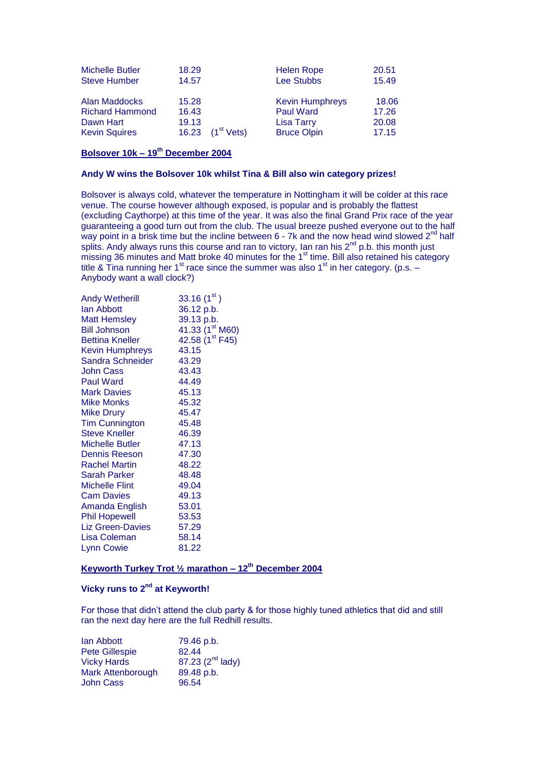| | | | |
|---|---|---|---|
| Michelle Butler | 18.29 | Helen Rope | 20.51 |
| Steve Humber | 14.57 | Lee Stubbs | 15.49 |
| Alan Maddocks | 15.28 | Kevin Humphreys | 18.06 |
| Richard Hammond | 16.43 | Paul Ward | 17.26 |
| Dawn Hart | 19.13 | Lisa Tarry | 20.08 |
| Kevin Squires | 16.23 (1st Vets) | Bruce Olpin | 17.15 |

## Bolsover 10k – 19th December 2004

**Andy W wins the Bolsover 10k whilst Tina & Bill also win category prizes!**

Bolsover is always cold, whatever the temperature in Nottingham it will be colder at this race venue. The course however although exposed, is popular and is probably the flattest (excluding Caythorpe) at this time of the year. It was also the final Grand Prix race of the year guaranteeing a good turn out from the club. The usual breeze pushed everyone out to the half way point in a brisk time but the incline between 6 - 7k and the now head wind slowed 2nd half splits. Andy always runs this course and ran to victory, Ian ran his 2nd p.b. this month just missing 36 minutes and Matt broke 40 minutes for the 1st time. Bill also retained his category title & Tina running her 1st race since the summer was also 1st in her category. (p.s. – Anybody want a wall clock?)

| | |
|---|---|
| Andy Wetherill | 33.16 (1st ) |
| Ian Abbott | 36.12 p.b. |
| Matt Hemsley | 39.13 p.b. |
| Bill Johnson | 41.33 (1st M60) |
| Bettina Kneller | 42.58 (1st F45) |
| Kevin Humphreys | 43.15 |
| Sandra Schneider | 43.29 |
| John Cass | 43.43 |
| Paul Ward | 44.49 |
| Mark Davies | 45.13 |
| Mike Monks | 45.32 |
| Mike Drury | 45.47 |
| Tim Cunnington | 45.48 |
| Steve Kneller | 46.39 |
| Michelle Butler | 47.13 |
| Dennis Reeson | 47.30 |
| Rachel Martin | 48.22 |
| Sarah Parker | 48.48 |
| Michelle Flint | 49.04 |
| Cam Davies | 49.13 |
| Amanda English | 53.01 |
| Phil Hopewell | 53.53 |
| Liz Green-Davies | 57.29 |
| Lisa Coleman | 58.14 |
| Lynn Cowie | 81.22 |

## Keyworth Turkey Trot ½ marathon – 12th December 2004

**Vicky runs to 2nd at Keyworth!**

For those that didn't attend the club party & for those highly tuned athletics that did and still ran the next day here are the full Redhill results.

| | |
|---|---|
| Ian Abbott | 79.46 p.b. |
| Pete Gillespie | 82.44 |
| Vicky Hards | 87.23 (2nd lady) |
| Mark Attenborough | 89.48 p.b. |
| John Cass | 96.54 |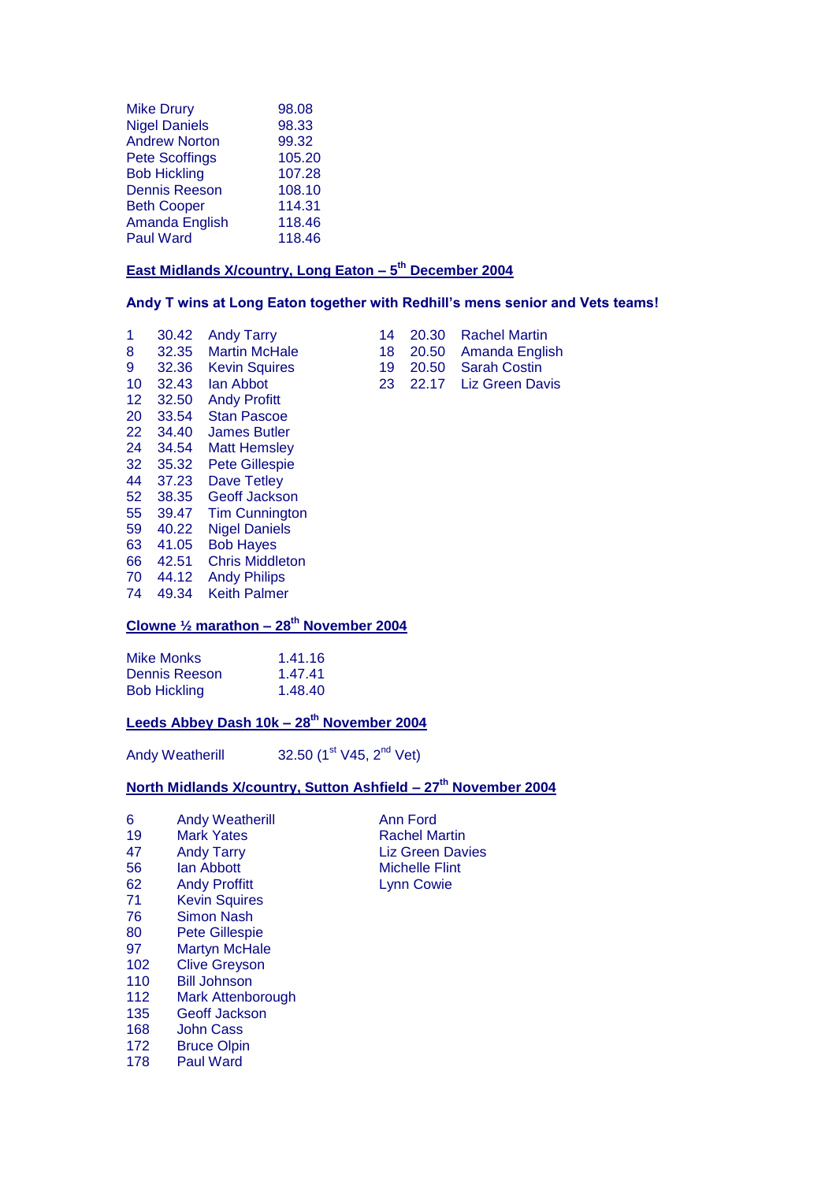| | |
|---|---|
| Mike Drury | 98.08 |
| Nigel Daniels | 98.33 |
| Andrew Norton | 99.32 |
| Pete Scoffings | 105.20 |
| Bob Hickling | 107.28 |
| Dennis Reeson | 108.10 |
| Beth Cooper | 114.31 |
| Amanda English | 118.46 |
| Paul Ward | 118.46 |

**East Midlands X/country, Long Eaton – 5th December 2004**

**Andy T wins at Long Eaton together with Redhill's mens senior and Vets teams!**

| | | |
|---|---|---|
| 1 | 30.42 | Andy Tarry |
| 8 | 32.35 | Martin McHale |
| 9 | 32.36 | Kevin Squires |
| 10 | 32.43 | Ian Abbot |
| 12 | 32.50 | Andy Profitt |
| 20 | 33.54 | Stan Pascoe |
| 22 | 34.40 | James Butler |
| 24 | 34.54 | Matt Hemsley |
| 32 | 35.32 | Pete Gillespie |
| 44 | 37.23 | Dave Tetley |
| 52 | 38.35 | Geoff Jackson |
| 55 | 39.47 | Tim Cunnington |
| 59 | 40.22 | Nigel Daniels |
| 63 | 41.05 | Bob Hayes |
| 66 | 42.51 | Chris Middleton |
| 70 | 44.12 | Andy Philips |
| 74 | 49.34 | Keith Palmer |

| | | |
|---|---|---|
| 14 | 20.30 | Rachel Martin |
| 18 | 20.50 | Amanda English |
| 19 | 20.50 | Sarah Costin |
| 23 | 22.17 | Liz Green Davis |

**Clowne ½ marathon – 28th November 2004**

| | |
|---|---|
| Mike Monks | 1.41.16 |
| Dennis Reeson | 1.47.41 |
| Bob Hickling | 1.48.40 |

**Leeds Abbey Dash 10k – 28th November 2004**

Andy Weatherill 32.50 (1st V45, 2nd Vet)

**North Midlands X/country, Sutton Ashfield – 27th November 2004**

| | |
|---|---|
| 6 | Andy Weatherill |
| 19 | Mark Yates |
| 47 | Andy Tarry |
| 56 | Ian Abbott |
| 62 | Andy Proffitt |
| 71 | Kevin Squires |
| 76 | Simon Nash |
| 80 | Pete Gillespie |
| 97 | Martyn McHale |
| 102 | Clive Greyson |
| 110 | Bill Johnson |
| 112 | Mark Attenborough |
| 135 | Geoff Jackson |
| 168 | John Cass |
| 172 | Bruce Olpin |
| 178 | Paul Ward |

Ann Ford
Rachel Martin
Liz Green Davies
Michelle Flint
Lynn Cowie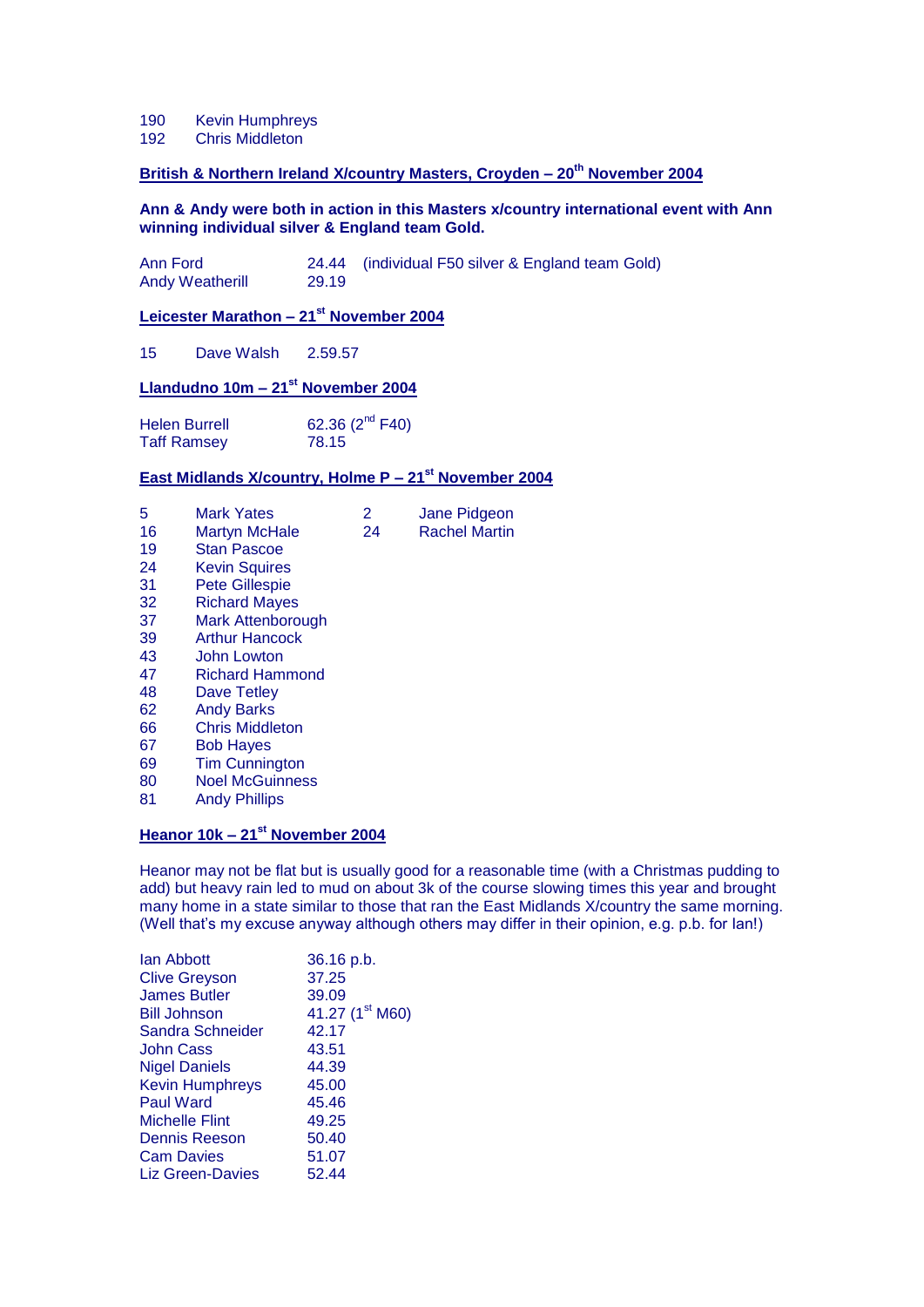| | |
|---|---|
| 190 | Kevin Humphreys |
| 192 | Chris Middleton |

**British & Northern Ireland X/country Masters, Croyden – 20th November 2004**

**Ann & Andy were both in action in this Masters x/country international event with Ann winning individual silver & England team Gold.**

| | | |
|---|---|---|
| Ann Ford | 24.44 | (individual F50 silver & England team Gold) |
| Andy Weatherill | 29.19 | |

**Leicester Marathon – 21st November 2004**

| | | |
|---|---|---|
| 15 | Dave Walsh | 2.59.57 |

**Llandudno 10m – 21st November 2004**

| | |
|---|---|
| Helen Burrell | 62.36 (2nd F40) |
| Taff Ramsey | 78.15 |

**East Midlands X/country, Holme P – 21st November 2004**

| | | | |
|---|---|---|---|
| 5 | Mark Yates | 2 | Jane Pidgeon |
| 16 | Martyn McHale | 24 | Rachel Martin |
| 19 | Stan Pascoe | | |
| 24 | Kevin Squires | | |
| 31 | Pete Gillespie | | |
| 32 | Richard Mayes | | |
| 37 | Mark Attenborough | | |
| 39 | Arthur Hancock | | |
| 43 | John Lowton | | |
| 47 | Richard Hammond | | |
| 48 | Dave Tetley | | |
| 62 | Andy Barks | | |
| 66 | Chris Middleton | | |
| 67 | Bob Hayes | | |
| 69 | Tim Cunnington | | |
| 80 | Noel McGuinness | | |
| 81 | Andy Phillips | | |

**Heanor 10k – 21st November 2004**

Heanor may not be flat but is usually good for a reasonable time (with a Christmas pudding to add) but heavy rain led to mud on about 3k of the course slowing times this year and brought many home in a state similar to those that ran the East Midlands X/country the same morning. (Well that's my excuse anyway although others may differ in their opinion, e.g. p.b. for Ian!)

| | |
|---|---|
| Ian Abbott | 36.16 p.b. |
| Clive Greyson | 37.25 |
| James Butler | 39.09 |
| Bill Johnson | 41.27 (1st M60) |
| Sandra Schneider | 42.17 |
| John Cass | 43.51 |
| Nigel Daniels | 44.39 |
| Kevin Humphreys | 45.00 |
| Paul Ward | 45.46 |
| Michelle Flint | 49.25 |
| Dennis Reeson | 50.40 |
| Cam Davies | 51.07 |
| Liz Green-Davies | 52.44 |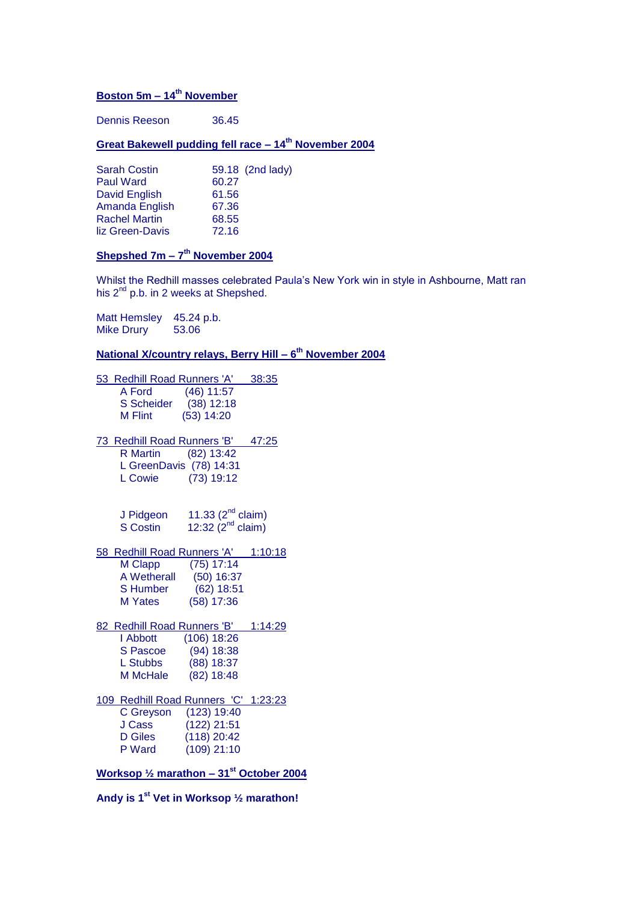**Boston 5m – 14th November**

| | |
|---|---|
| Dennis Reeson | 36.45 |

**Great Bakewell pudding fell race – 14th November 2004**

| | |
|---|---|
| Sarah Costin | 59.18 (2nd lady) |
| Paul Ward | 60.27 |
| David English | 61.56 |
| Amanda English | 67.36 |
| Rachel Martin | 68.55 |
| liz Green-Davis | 72.16 |

**Shepshed 7m – 7th November 2004**

Whilst the Redhill masses celebrated Paula's New York win in style in Ashbourne, Matt ran his 2nd p.b. in 2 weeks at Shepshed.

| | |
|---|---|
| Matt Hemsley | 45.24 p.b. |
| Mike Drury | 53.06 |

**National X/country relays, Berry Hill – 6th November 2004**

53 Redhill Road Runners 'A' 38:35

| | |
|---|---|
| A Ford | (46) 11:57 |
| S Scheider | (38) 12:18 |
| M Flint | (53) 14:20 |

73 Redhill Road Runners 'B' 47:25

| | |
|---|---|
| R Martin | (82) 13:42 |
| L GreenDavis | (78) 14:31 |
| L Cowie | (73) 19:12 |

| | |
|---|---|
| J Pidgeon | 11.33 (2nd claim) |
| S Costin | 12:32 (2nd claim) |

58 Redhill Road Runners 'A' 1:10:18

| | |
|---|---|
| M Clapp | (75) 17:14 |
| A Wetherall | (50) 16:37 |
| S Humber | (62) 18:51 |
| M Yates | (58) 17:36 |

82 Redhill Road Runners 'B' 1:14:29

| | |
|---|---|
| I Abbott | (106) 18:26 |
| S Pascoe | (94) 18:38 |
| L Stubbs | (88) 18:37 |
| M McHale | (82) 18:48 |

109 Redhill Road Runners 'C' 1:23:23

| | |
|---|---|
| C Greyson | (123) 19:40 |
| J Cass | (122) 21:51 |
| D Giles | (118) 20:42 |
| P Ward | (109) 21:10 |

**Worksop ½ marathon – 31st October 2004**

**Andy is 1st Vet in Worksop ½ marathon!**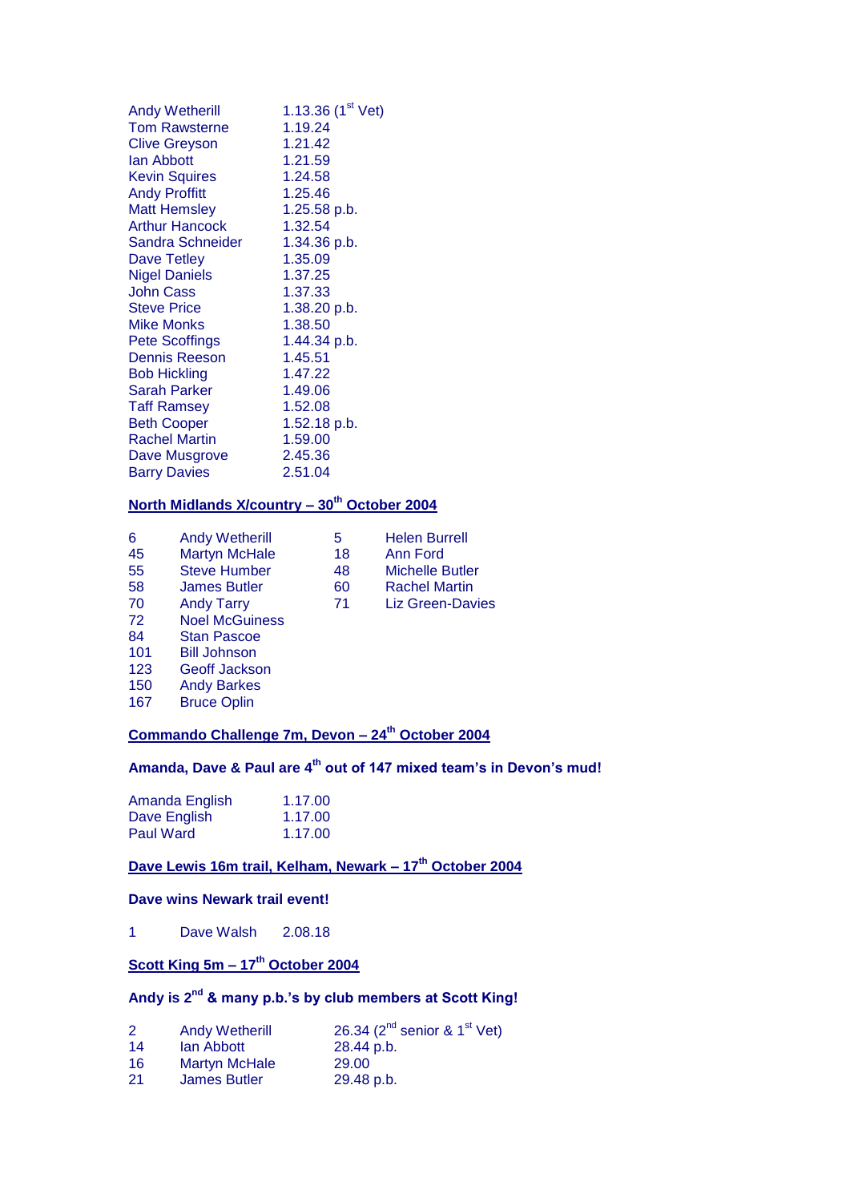| | |
|---|---|
| Andy Wetherill | 1.13.36 (1st Vet) |
| Tom Rawsterne | 1.19.24 |
| Clive Greyson | 1.21.42 |
| Ian Abbott | 1.21.59 |
| Kevin Squires | 1.24.58 |
| Andy Proffitt | 1.25.46 |
| Matt Hemsley | 1.25.58 p.b. |
| Arthur Hancock | 1.32.54 |
| Sandra Schneider | 1.34.36 p.b. |
| Dave Tetley | 1.35.09 |
| Nigel Daniels | 1.37.25 |
| John Cass | 1.37.33 |
| Steve Price | 1.38.20 p.b. |
| Mike Monks | 1.38.50 |
| Pete Scoffings | 1.44.34 p.b. |
| Dennis Reeson | 1.45.51 |
| Bob Hickling | 1.47.22 |
| Sarah Parker | 1.49.06 |
| Taff Ramsey | 1.52.08 |
| Beth Cooper | 1.52.18 p.b. |
| Rachel Martin | 1.59.00 |
| Dave Musgrove | 2.45.36 |
| Barry Davies | 2.51.04 |

**North Midlands X/country – 30th October 2004**

| | | | |
|---|---|---|---|
| 6 | Andy Wetherill | 5 | Helen Burrell |
| 45 | Martyn McHale | 18 | Ann Ford |
| 55 | Steve Humber | 48 | Michelle Butler |
| 58 | James Butler | 60 | Rachel Martin |
| 70 | Andy Tarry | 71 | Liz Green-Davies |
| 72 | Noel McGuiness | | |
| 84 | Stan Pascoe | | |
| 101 | Bill Johnson | | |
| 123 | Geoff Jackson | | |
| 150 | Andy Barkes | | |
| 167 | Bruce Oplin | | |

**Commando Challenge 7m, Devon – 24th October 2004**

**Amanda, Dave & Paul are 4th out of 147 mixed team's in Devon's mud!**

| | |
|---|---|
| Amanda English | 1.17.00 |
| Dave English | 1.17.00 |
| Paul Ward | 1.17.00 |

**Dave Lewis 16m trail, Kelham, Newark – 17th October 2004**

**Dave wins Newark trail event!**

| | | |
|---|---|---|
| 1 | Dave Walsh | 2.08.18 |

**Scott King 5m – 17th October 2004**

**Andy is 2nd & many p.b.'s by club members at Scott King!**

| | | |
|---|---|---|
| 2 | Andy Wetherill | 26.34 (2nd senior & 1st Vet) |
| 14 | Ian Abbott | 28.44 p.b. |
| 16 | Martyn McHale | 29.00 |
| 21 | James Butler | 29.48 p.b. |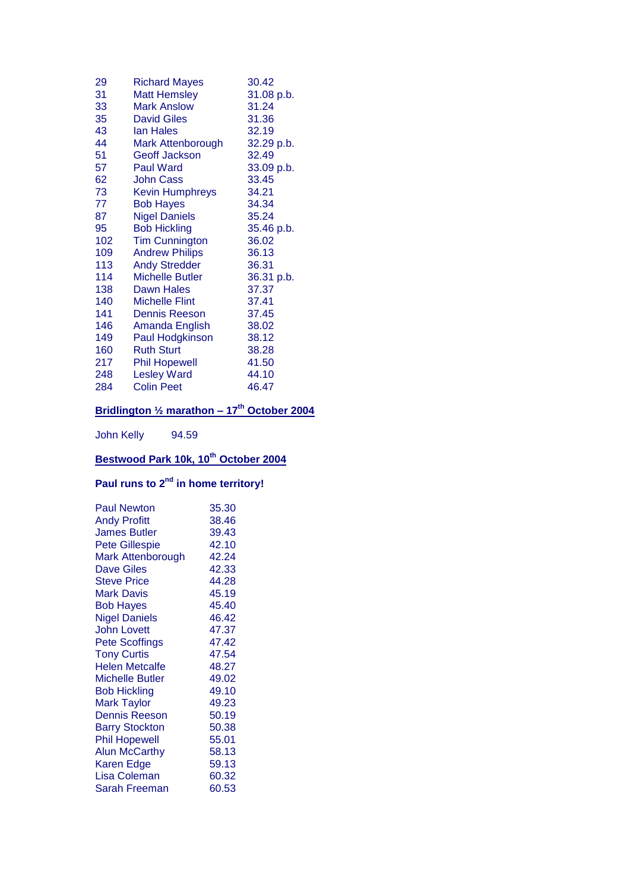| | | |
|---|---|---|
| 29 | Richard Mayes | 30.42 |
| 31 | Matt Hemsley | 31.08 p.b. |
| 33 | Mark Anslow | 31.24 |
| 35 | David Giles | 31.36 |
| 43 | Ian Hales | 32.19 |
| 44 | Mark Attenborough | 32.29 p.b. |
| 51 | Geoff Jackson | 32.49 |
| 57 | Paul Ward | 33.09 p.b. |
| 62 | John Cass | 33.45 |
| 73 | Kevin Humphreys | 34.21 |
| 77 | Bob Hayes | 34.34 |
| 87 | Nigel Daniels | 35.24 |
| 95 | Bob Hickling | 35.46 p.b. |
| 102 | Tim Cunnington | 36.02 |
| 109 | Andrew Philips | 36.13 |
| 113 | Andy Stredder | 36.31 |
| 114 | Michelle Butler | 36.31 p.b. |
| 138 | Dawn Hales | 37.37 |
| 140 | Michelle Flint | 37.41 |
| 141 | Dennis Reeson | 37.45 |
| 146 | Amanda English | 38.02 |
| 149 | Paul Hodgkinson | 38.12 |
| 160 | Ruth Sturt | 38.28 |
| 217 | Phil Hopewell | 41.50 |
| 248 | Lesley Ward | 44.10 |
| 284 | Colin Peet | 46.47 |

**Bridlington ½ marathon – 17th October 2004**

John Kelly 94.59

**Bestwood Park 10k, 10th October 2004**

**Paul runs to 2nd in home territory!**

| | |
|---|---|
| Paul Newton | 35.30 |
| Andy Profitt | 38.46 |
| James Butler | 39.43 |
| Pete Gillespie | 42.10 |
| Mark Attenborough | 42.24 |
| Dave Giles | 42.33 |
| Steve Price | 44.28 |
| Mark Davis | 45.19 |
| Bob Hayes | 45.40 |
| Nigel Daniels | 46.42 |
| John Lovett | 47.37 |
| Pete Scoffings | 47.42 |
| Tony Curtis | 47.54 |
| Helen Metcalfe | 48.27 |
| Michelle Butler | 49.02 |
| Bob Hickling | 49.10 |
| Mark Taylor | 49.23 |
| Dennis Reeson | 50.19 |
| Barry Stockton | 50.38 |
| Phil Hopewell | 55.01 |
| Alun McCarthy | 58.13 |
| Karen Edge | 59.13 |
| Lisa Coleman | 60.32 |
| Sarah Freeman | 60.53 |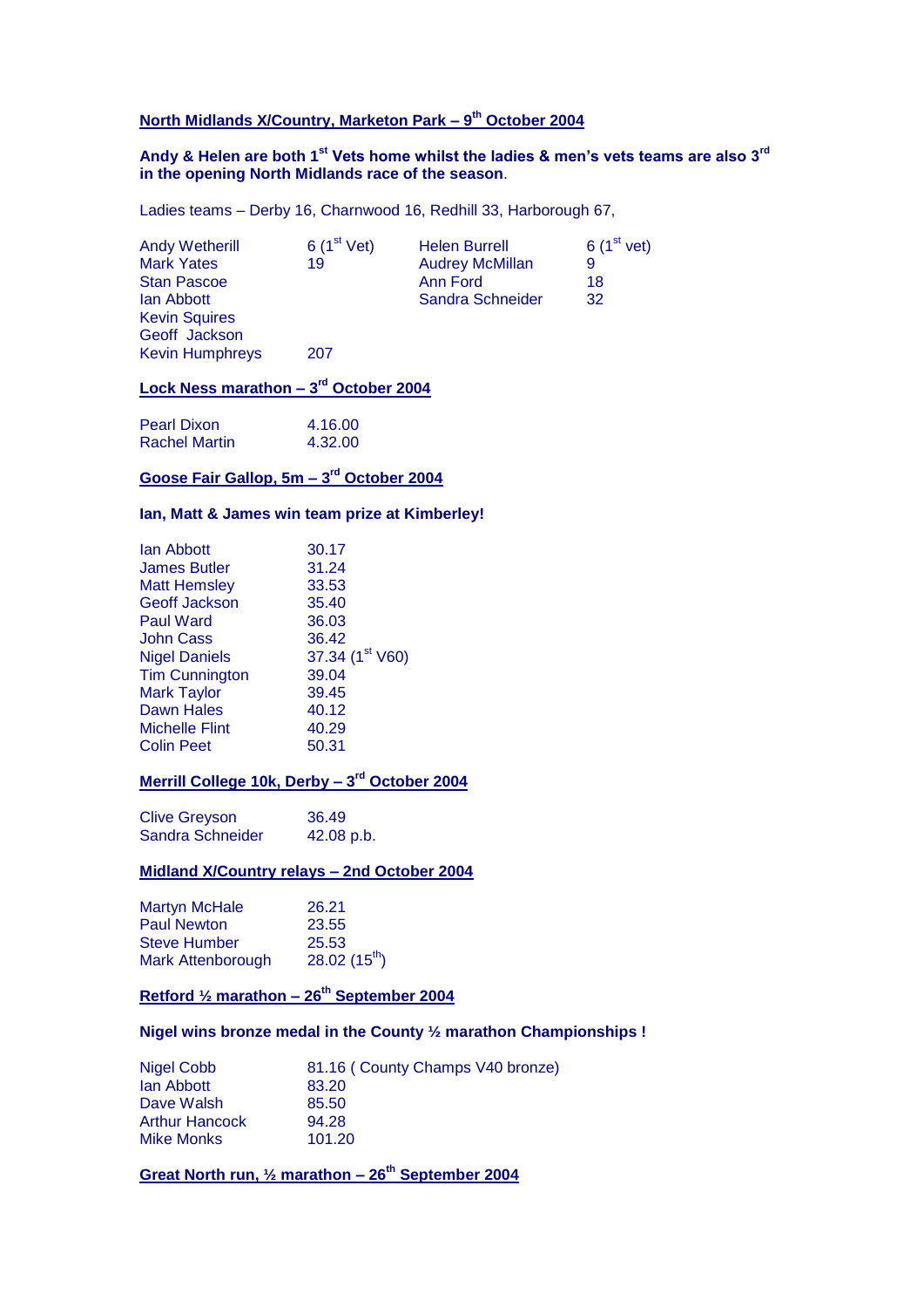## North Midlands X/Country, Marketon Park – 9th October 2004

**Andy & Helen are both 1st Vets home whilst the ladies & men's vets teams are also 3rd in the opening North Midlands race of the season**.

Ladies teams – Derby 16, Charnwood 16, Redhill 33, Harborough 67,

| | | | |
|---|---|---|---|
| Andy Wetherill | 6 (1st Vet) | Helen Burrell | 6 (1st vet) |
| Mark Yates | 19 | Audrey McMillan | 9 |
| Stan Pascoe | | Ann Ford | 18 |
| Ian Abbott | | Sandra Schneider | 32 |
| Kevin Squires | | | |
| Geoff Jackson | | | |
| Kevin Humphreys | 207 | | |

## Lock Ness marathon – 3rd October 2004

| | |
|---|---|
| Pearl Dixon | 4.16.00 |
| Rachel Martin | 4.32.00 |

## Goose Fair Gallop, 5m – 3rd October 2004

**Ian, Matt & James win team prize at Kimberley!**

| | |
|---|---|
| Ian Abbott | 30.17 |
| James Butler | 31.24 |
| Matt Hemsley | 33.53 |
| Geoff Jackson | 35.40 |
| Paul Ward | 36.03 |
| John Cass | 36.42 |
| Nigel Daniels | 37.34 (1st V60) |
| Tim Cunnington | 39.04 |
| Mark Taylor | 39.45 |
| Dawn Hales | 40.12 |
| Michelle Flint | 40.29 |
| Colin Peet | 50.31 |

## Merrill College 10k, Derby – 3rd October 2004

| | |
|---|---|
| Clive Greyson | 36.49 |
| Sandra Schneider | 42.08 p.b. |

## Midland X/Country relays – 2nd October 2004

| | |
|---|---|
| Martyn McHale | 26.21 |
| Paul Newton | 23.55 |
| Steve Humber | 25.53 |
| Mark Attenborough | 28.02 (15th) |

## Retford ½ marathon – 26th September 2004

**Nigel wins bronze medal in the County ½ marathon Championships !**

| | |
|---|---|
| Nigel Cobb | 81.16 ( County Champs V40 bronze) |
| Ian Abbott | 83.20 |
| Dave Walsh | 85.50 |
| Arthur Hancock | 94.28 |
| Mike Monks | 101.20 |

## Great North run, ½ marathon – 26th September 2004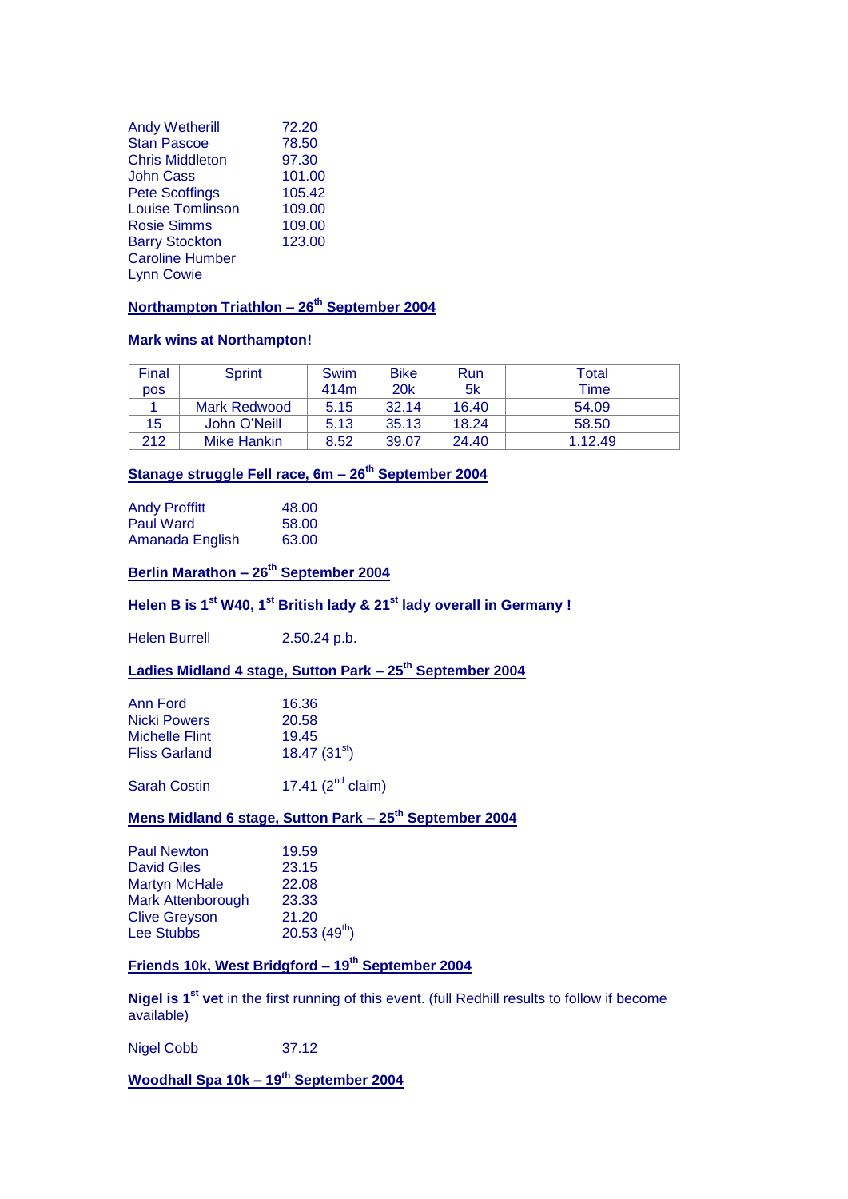| | |
|---|---|
| Andy Wetherill | 72.20 |
| Stan Pascoe | 78.50 |
| Chris Middleton | 97.30 |
| John Cass | 101.00 |
| Pete Scoffings | 105.42 |
| Louise Tomlinson | 109.00 |
| Rosie Simms | 109.00 |
| Barry Stockton | 123.00 |
| Caroline Humber | |
| Lynn Cowie | |

## Northampton Triathlon – 26th September 2004

**Mark wins at Northampton!**

| Final pos | Sprint | Swim 414m | Bike 20k | Run 5k | Total Time |
|---|---|---|---|---|---|
| 1 | Mark Redwood | 5.15 | 32.14 | 16.40 | 54.09 |
| 15 | John O'Neill | 5.13 | 35.13 | 18.24 | 58.50 |
| 212 | Mike Hankin | 8.52 | 39.07 | 24.40 | 1.12.49 |

## Stanage struggle Fell race, 6m – 26th September 2004

| | |
|---|---|
| Andy Proffitt | 48.00 |
| Paul Ward | 58.00 |
| Amanada English | 63.00 |

## Berlin Marathon – 26th September 2004

**Helen B is 1st W40, 1st British lady & 21st lady overall in Germany !**

Helen Burrell 2.50.24 p.b.

## Ladies Midland 4 stage, Sutton Park – 25th September 2004

| | |
|---|---|
| Ann Ford | 16.36 |
| Nicki Powers | 20.58 |
| Michelle Flint | 19.45 |
| Fliss Garland | 18.47 (31st) |

Sarah Costin 17.41 (2nd claim)

## Mens Midland 6 stage, Sutton Park – 25th September 2004

| | |
|---|---|
| Paul Newton | 19.59 |
| David Giles | 23.15 |
| Martyn McHale | 22.08 |
| Mark Attenborough | 23.33 |
| Clive Greyson | 21.20 |
| Lee Stubbs | 20.53 (49th) |

## Friends 10k, West Bridgford – 19th September 2004

**Nigel is 1st vet** in the first running of this event. (full Redhill results to follow if become available)

Nigel Cobb 37.12

## Woodhall Spa 10k – 19th September 2004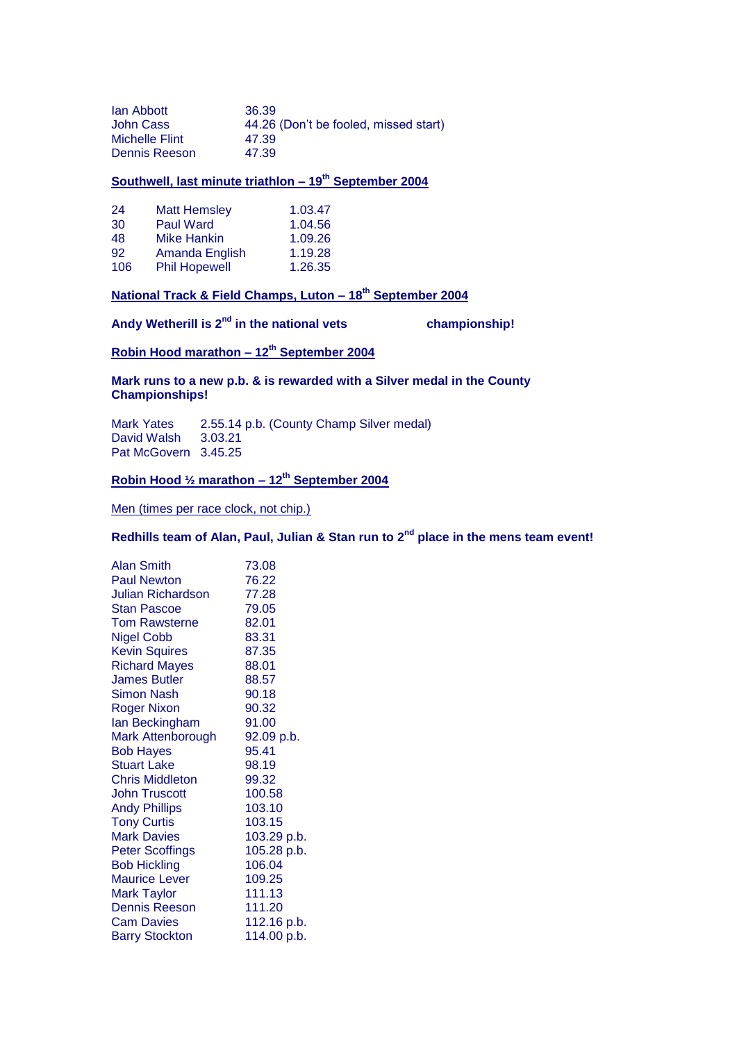| | |
|---|---|
| Ian Abbott | 36.39 |
| John Cass | 44.26 (Don't be fooled, missed start) |
| Michelle Flint | 47.39 |
| Dennis Reeson | 47.39 |

**Southwell, last minute triathlon – 19th September 2004**

| | | |
|---|---|---|
| 24 | Matt Hemsley | 1.03.47 |
| 30 | Paul Ward | 1.04.56 |
| 48 | Mike Hankin | 1.09.26 |
| 92 | Amanda English | 1.19.28 |
| 106 | Phil Hopewell | 1.26.35 |

**National Track & Field Champs, Luton – 18th September 2004**

**Andy Wetherill is 2nd in the national vets championship!**

**Robin Hood marathon – 12th September 2004**

**Mark runs to a new p.b. & is rewarded with a Silver medal in the County Championships!**

| | |
|---|---|
| Mark Yates | 2.55.14 p.b. (County Champ Silver medal) |
| David Walsh | 3.03.21 |
| Pat McGovern | 3.45.25 |

**Robin Hood ½ marathon – 12th September 2004**

Men (times per race clock, not chip.)

**Redhills team of Alan, Paul, Julian & Stan run to 2nd place in the mens team event!**

| | |
|---|---|
| Alan Smith | 73.08 |
| Paul Newton | 76.22 |
| Julian Richardson | 77.28 |
| Stan Pascoe | 79.05 |
| Tom Rawsterne | 82.01 |
| Nigel Cobb | 83.31 |
| Kevin Squires | 87.35 |
| Richard Mayes | 88.01 |
| James Butler | 88.57 |
| Simon Nash | 90.18 |
| Roger Nixon | 90.32 |
| Ian Beckingham | 91.00 |
| Mark Attenborough | 92.09 p.b. |
| Bob Hayes | 95.41 |
| Stuart Lake | 98.19 |
| Chris Middleton | 99.32 |
| John Truscott | 100.58 |
| Andy Phillips | 103.10 |
| Tony Curtis | 103.15 |
| Mark Davies | 103.29 p.b. |
| Peter Scoffings | 105.28 p.b. |
| Bob Hickling | 106.04 |
| Maurice Lever | 109.25 |
| Mark Taylor | 111.13 |
| Dennis Reeson | 111.20 |
| Cam Davies | 112.16 p.b. |
| Barry Stockton | 114.00 p.b. |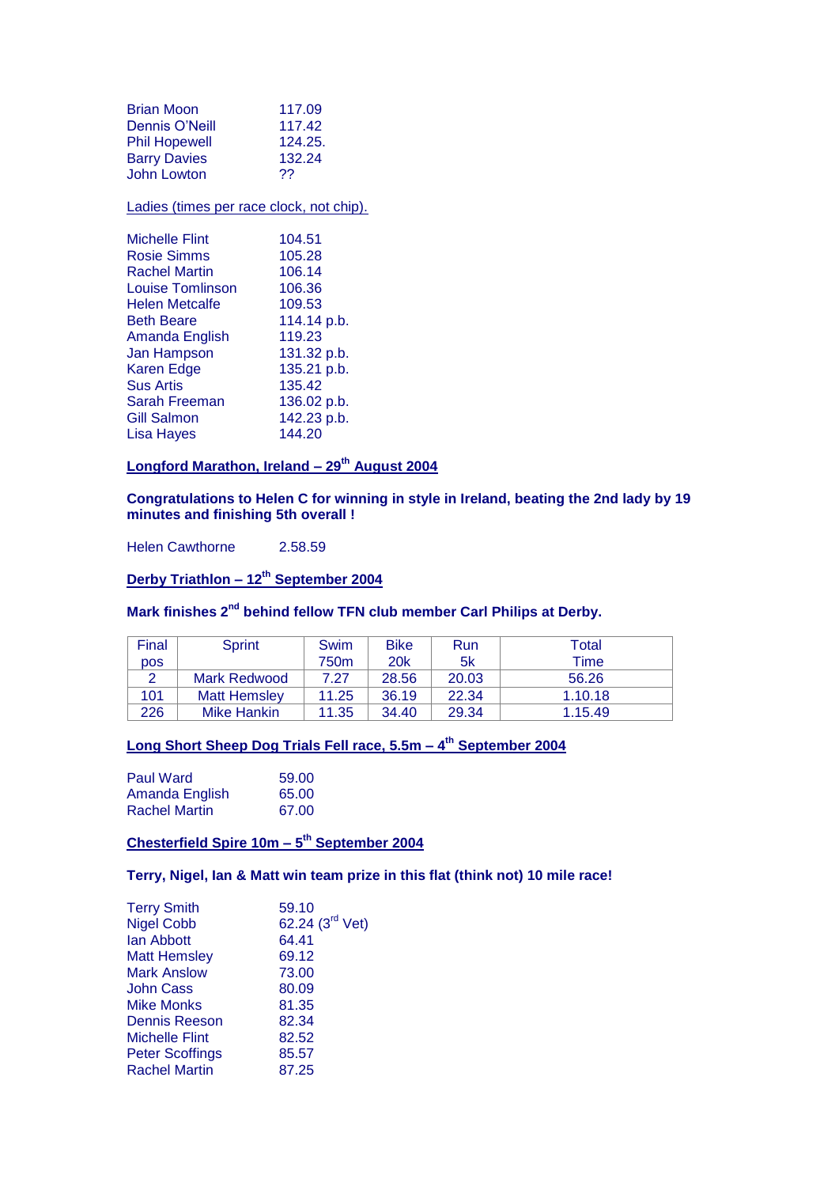Brian Moon 117.09
Dennis O'Neill 117.42
Phil Hopewell 124.25.
Barry Davies 132.24
John Lowton ??

Ladies (times per race clock, not chip).

Michelle Flint 104.51
Rosie Simms 105.28
Rachel Martin 106.14
Louise Tomlinson 106.36
Helen Metcalfe 109.53
Beth Beare 114.14 p.b.
Amanda English 119.23
Jan Hampson 131.32 p.b.
Karen Edge 135.21 p.b.
Sus Artis 135.42
Sarah Freeman 136.02 p.b.
Gill Salmon 142.23 p.b.
Lisa Hayes 144.20

## Longford Marathon, Ireland – 29th August 2004

**Congratulations to Helen C for winning in style in Ireland, beating the 2nd lady by 19 minutes and finishing 5th overall !**

Helen Cawthorne 2.58.59

## Derby Triathlon – 12th September 2004

**Mark finishes 2nd behind fellow TFN club member Carl Philips at Derby.**

| Final pos | Sprint | Swim 750m | Bike 20k | Run 5k | Total Time |
|---|---|---|---|---|---|
| 2 | Mark Redwood | 7.27 | 28.56 | 20.03 | 56.26 |
| 101 | Matt Hemsley | 11.25 | 36.19 | 22.34 | 1.10.18 |
| 226 | Mike Hankin | 11.35 | 34.40 | 29.34 | 1.15.49 |

## Long Short Sheep Dog Trials Fell race, 5.5m – 4th September 2004

Paul Ward 59.00
Amanda English 65.00
Rachel Martin 67.00

## Chesterfield Spire 10m – 5th September 2004

**Terry, Nigel, Ian & Matt win team prize in this flat (think not) 10 mile race!**

Terry Smith 59.10
Nigel Cobb 62.24 (3rd Vet)
Ian Abbott 64.41
Matt Hemsley 69.12
Mark Anslow 73.00
John Cass 80.09
Mike Monks 81.35
Dennis Reeson 82.34
Michelle Flint 82.52
Peter Scoffings 85.57
Rachel Martin 87.25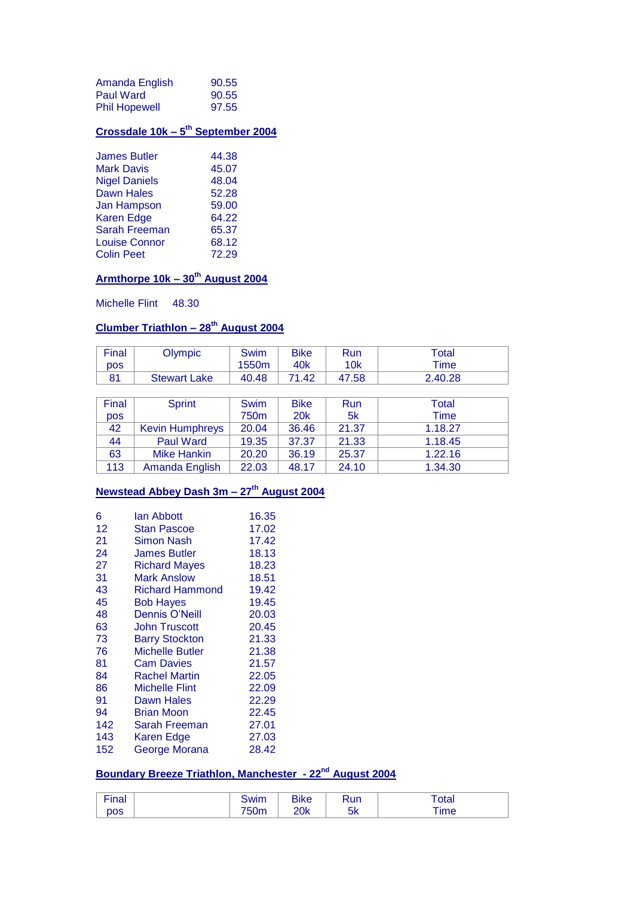| | |
|---|---|
| Amanda English | 90.55 |
| Paul Ward | 90.55 |
| Phil Hopewell | 97.55 |

### Crossdale 10k – 5th September 2004

| | |
|---|---|
| James Butler | 44.38 |
| Mark Davis | 45.07 |
| Nigel Daniels | 48.04 |
| Dawn Hales | 52.28 |
| Jan Hampson | 59.00 |
| Karen Edge | 64.22 |
| Sarah Freeman | 65.37 |
| Louise Connor | 68.12 |
| Colin Peet | 72.29 |

### Armthorpe 10k – 30th August 2004

Michelle Flint 48.30

### Clumber Triathlon – 28th August 2004

| Final pos | Olympic | Swim 1550m | Bike 40k | Run 10k | Total Time |
|---|---|---|---|---|---|
| 81 | Stewart Lake | 40.48 | 71.42 | 47.58 | 2.40.28 |

| Final pos | Sprint | Swim 750m | Bike 20k | Run 5k | Total Time |
|---|---|---|---|---|---|
| 42 | Kevin Humphreys | 20.04 | 36.46 | 21.37 | 1.18.27 |
| 44 | Paul Ward | 19.35 | 37.37 | 21.33 | 1.18.45 |
| 63 | Mike Hankin | 20.20 | 36.19 | 25.37 | 1.22.16 |
| 113 | Amanda English | 22.03 | 48.17 | 24.10 | 1.34.30 |

### Newstead Abbey Dash 3m – 27th August 2004

| | | |
|---|---|---|
| 6 | Ian Abbott | 16.35 |
| 12 | Stan Pascoe | 17.02 |
| 21 | Simon Nash | 17.42 |
| 24 | James Butler | 18.13 |
| 27 | Richard Mayes | 18.23 |
| 31 | Mark Anslow | 18.51 |
| 43 | Richard Hammond | 19.42 |
| 45 | Bob Hayes | 19.45 |
| 48 | Dennis O'Neill | 20.03 |
| 63 | John Truscott | 20.45 |
| 73 | Barry Stockton | 21.33 |
| 76 | Michelle Butler | 21.38 |
| 81 | Cam Davies | 21.57 |
| 84 | Rachel Martin | 22.05 |
| 86 | Michelle Flint | 22.09 |
| 91 | Dawn Hales | 22.29 |
| 94 | Brian Moon | 22.45 |
| 142 | Sarah Freeman | 27.01 |
| 143 | Karen Edge | 27.03 |
| 152 | George Morana | 28.42 |

### Boundary Breeze Triathlon, Manchester - 22nd August 2004

| Final pos | | Swim 750m | Bike 20k | Run 5k | Total Time |
|---|---|---|---|---|---|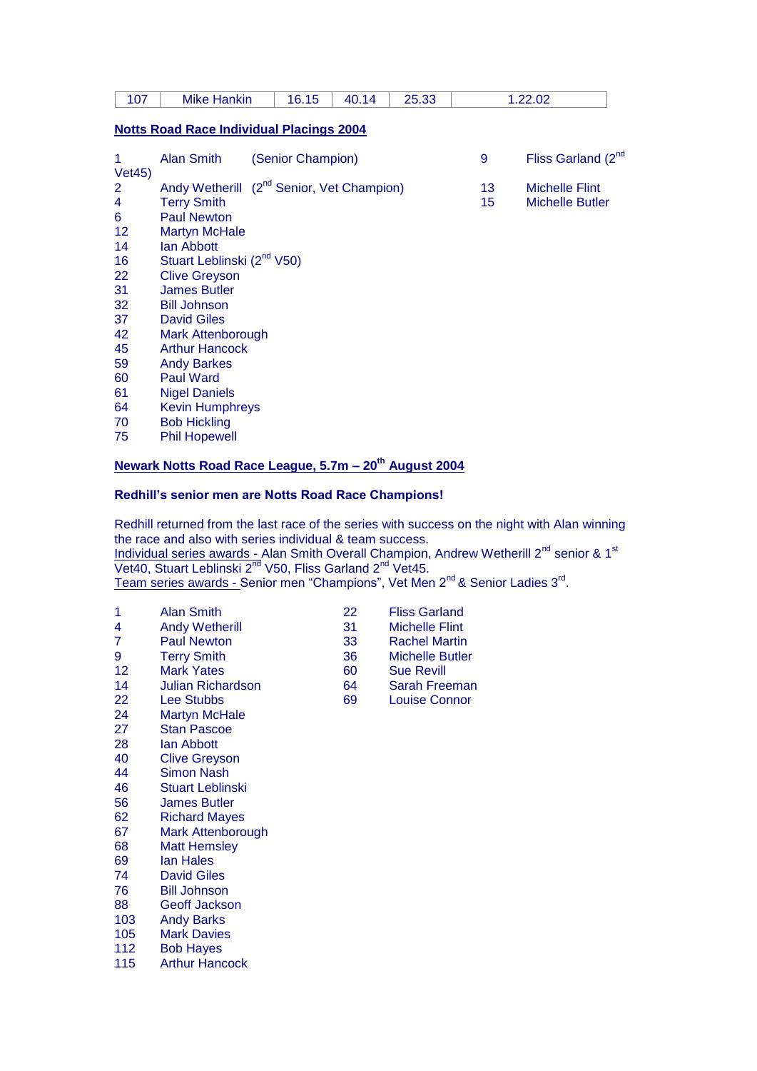| 107 | Mike Hankin | 16.15 | 40.14 | 25.33 | 1.22.02 |
|---|---|---|---|---|---|

**Notts Road Race Individual Placings 2004**

1 Alan Smith (Senior Champion)
2 Andy Wetherill (2nd Senior, Vet Champion)
4 Terry Smith
6 Paul Newton
12 Martyn McHale
14 Ian Abbott
16 Stuart Leblinski (2nd V50)
22 Clive Greyson
31 James Butler
32 Bill Johnson
37 David Giles
42 Mark Attenborough
45 Arthur Hancock
59 Andy Barkes
60 Paul Ward
61 Nigel Daniels
64 Kevin Humphreys
70 Bob Hickling
75 Phil Hopewell

9 Fliss Garland (2nd Vet45)
13 Michelle Flint
15 Michelle Butler

**Newark Notts Road Race League, 5.7m – 20th August 2004**

**Redhill's senior men are Notts Road Race Champions!**

Redhill returned from the last race of the series with success on the night with Alan winning the race and also with series individual & team success.
Individual series awards - Alan Smith Overall Champion, Andrew Wetherill 2nd senior & 1st Vet40, Stuart Leblinski 2nd V50, Fliss Garland 2nd Vet45.
Team series awards - Senior men "Champions", Vet Men 2nd & Senior Ladies 3rd.

1 Alan Smith
4 Andy Wetherill
7 Paul Newton
9 Terry Smith
12 Mark Yates
14 Julian Richardson
22 Lee Stubbs
24 Martyn McHale
27 Stan Pascoe
28 Ian Abbott
40 Clive Greyson
44 Simon Nash
46 Stuart Leblinski
56 James Butler
62 Richard Mayes
67 Mark Attenborough
68 Matt Hemsley
69 Ian Hales
74 David Giles
76 Bill Johnson
88 Geoff Jackson
103 Andy Barks
105 Mark Davies
112 Bob Hayes
115 Arthur Hancock

22 Fliss Garland
31 Michelle Flint
33 Rachel Martin
36 Michelle Butler
60 Sue Revill
64 Sarah Freeman
69 Louise Connor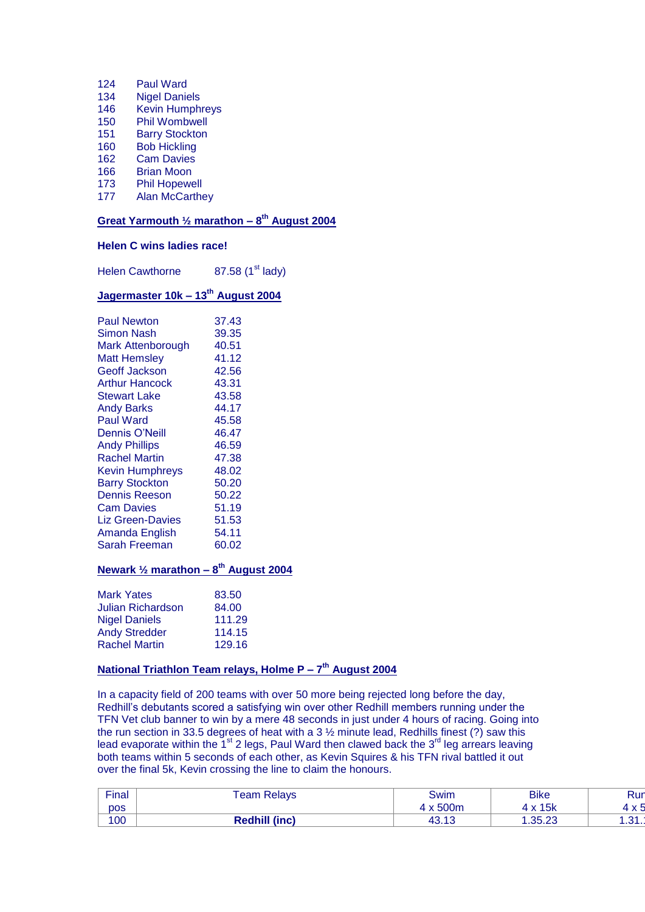124 Paul Ward
134 Nigel Daniels
146 Kevin Humphreys
150 Phil Wombwell
151 Barry Stockton
160 Bob Hickling
162 Cam Davies
166 Brian Moon
173 Phil Hopewell
177 Alan McCarthey

## Great Yarmouth ½ marathon – 8th August 2004

**Helen C wins ladies race!**

Helen Cawthorne 87.58 (1st lady)

## Jagermaster 10k – 13th August 2004

| | |
|---|---|
| Paul Newton | 37.43 |
| Simon Nash | 39.35 |
| Mark Attenborough | 40.51 |
| Matt Hemsley | 41.12 |
| Geoff Jackson | 42.56 |
| Arthur Hancock | 43.31 |
| Stewart Lake | 43.58 |
| Andy Barks | 44.17 |
| Paul Ward | 45.58 |
| Dennis O'Neill | 46.47 |
| Andy Phillips | 46.59 |
| Rachel Martin | 47.38 |
| Kevin Humphreys | 48.02 |
| Barry Stockton | 50.20 |
| Dennis Reeson | 50.22 |
| Cam Davies | 51.19 |
| Liz Green-Davies | 51.53 |
| Amanda English | 54.11 |
| Sarah Freeman | 60.02 |

## Newark ½ marathon – 8th August 2004

| | |
|---|---|
| Mark Yates | 83.50 |
| Julian Richardson | 84.00 |
| Nigel Daniels | 111.29 |
| Andy Stredder | 114.15 |
| Rachel Martin | 129.16 |

## National Triathlon Team relays, Holme P – 7th August 2004

In a capacity field of 200 teams with over 50 more being rejected long before the day, Redhill's debutants scored a satisfying win over other Redhill members running under the TFN Vet club banner to win by a mere 48 seconds in just under 4 hours of racing. Going into the run section in 33.5 degrees of heat with a 3 ½ minute lead, Redhills finest (?) saw this lead evaporate within the 1st 2 legs, Paul Ward then clawed back the 3rd leg arrears leaving both teams within 5 seconds of each other, as Kevin Squires & his TFN rival battled it out over the final 5k, Kevin crossing the line to claim the honours.

| Final pos | Team Relays | Swim 4 x 500m | Bike 4 x 15k | Run 4 x 5 |
|---|---|---|---|---|
| 100 | **Redhill (inc)** | 43.13 | 1.35.23 | 1.31. |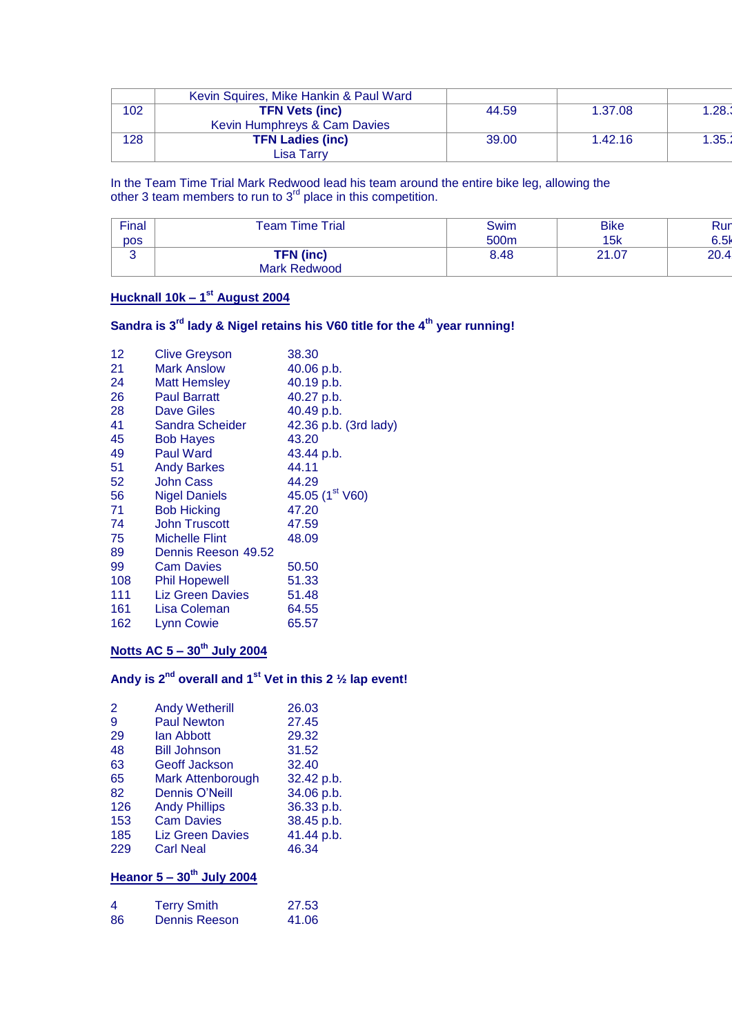|  | Kevin Squires, Mike Hankin & Paul Ward |  |  |  |
|---|---|---|---|---|
| 102 | **TFN Vets (inc)**<br>Kevin Humphreys & Cam Davies | 44.59 | 1.37.08 | 1.28. |
| 128 | **TFN Ladies (inc)**<br>Lisa Tarry | 39.00 | 1.42.16 | 1.35. |

In the Team Time Trial Mark Redwood lead his team around the entire bike leg, allowing the other 3 team members to run to 3rd place in this competition.

| Final pos | Team Time Trial | Swim 500m | Bike 15k | Run 6.5k |
|---|---|---|---|---|
| 3 | **TFN (inc)**<br>Mark Redwood | 8.48 | 21.07 | 20.4 |

## Hucknall 10k – 1st August 2004

**Sandra is 3rd lady & Nigel retains his V60 title for the 4th year running!**

| | | |
|---|---|---|
| 12 | Clive Greyson | 38.30 |
| 21 | Mark Anslow | 40.06 p.b. |
| 24 | Matt Hemsley | 40.19 p.b. |
| 26 | Paul Barratt | 40.27 p.b. |
| 28 | Dave Giles | 40.49 p.b. |
| 41 | Sandra Scheider | 42.36 p.b. (3rd lady) |
| 45 | Bob Hayes | 43.20 |
| 49 | Paul Ward | 43.44 p.b. |
| 51 | Andy Barkes | 44.11 |
| 52 | John Cass | 44.29 |
| 56 | Nigel Daniels | 45.05 (1st V60) |
| 71 | Bob Hicking | 47.20 |
| 74 | John Truscott | 47.59 |
| 75 | Michelle Flint | 48.09 |
| 89 | Dennis Reeson | 49.52 |
| 99 | Cam Davies | 50.50 |
| 108 | Phil Hopewell | 51.33 |
| 111 | Liz Green Davies | 51.48 |
| 161 | Lisa Coleman | 64.55 |
| 162 | Lynn Cowie | 65.57 |

## Notts AC 5 – 30th July 2004

**Andy is 2nd overall and 1st Vet in this 2 ½ lap event!**

| | | |
|---|---|---|
| 2 | Andy Wetherill | 26.03 |
| 9 | Paul Newton | 27.45 |
| 29 | Ian Abbott | 29.32 |
| 48 | Bill Johnson | 31.52 |
| 63 | Geoff Jackson | 32.40 |
| 65 | Mark Attenborough | 32.42 p.b. |
| 82 | Dennis O'Neill | 34.06 p.b. |
| 126 | Andy Phillips | 36.33 p.b. |
| 153 | Cam Davies | 38.45 p.b. |
| 185 | Liz Green Davies | 41.44 p.b. |
| 229 | Carl Neal | 46.34 |

## Heanor 5 – 30th July 2004

| | | |
|---|---|---|
| 4 | Terry Smith | 27.53 |
| 86 | Dennis Reeson | 41.06 |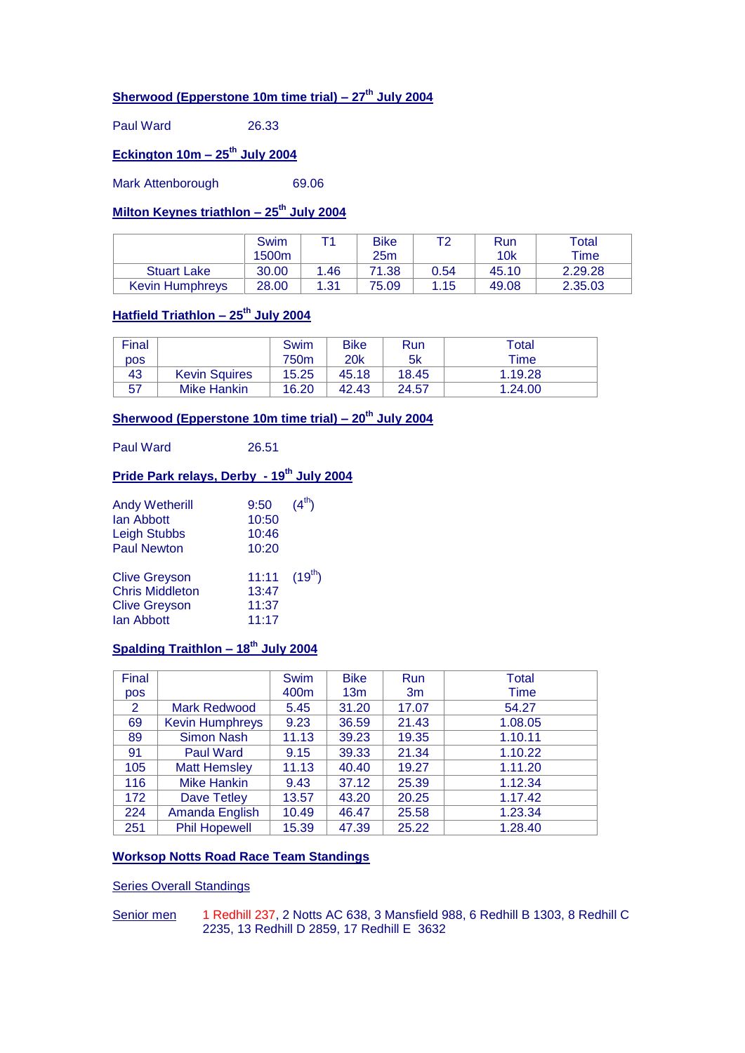## Sherwood (Epperstone 10m time trial) – 27th July 2004

Paul Ward 26.33

## Eckington 10m – 25th July 2004

Mark Attenborough 69.06

## Milton Keynes triathlon – 25th July 2004

| | Swim 1500m | T1 | Bike 25m | T2 | Run 10k | Total Time |
|---|---|---|---|---|---|---|
| Stuart Lake | 30.00 | 1.46 | 71.38 | 0.54 | 45.10 | 2.29.28 |
| Kevin Humphreys | 28.00 | 1.31 | 75.09 | 1.15 | 49.08 | 2.35.03 |

## Hatfield Triathlon – 25th July 2004

| Final pos | | Swim 750m | Bike 20k | Run 5k | Total Time |
|---|---|---|---|---|---|
| 43 | Kevin Squires | 15.25 | 45.18 | 18.45 | 1.19.28 |
| 57 | Mike Hankin | 16.20 | 42.43 | 24.57 | 1.24.00 |

## Sherwood (Epperstone 10m time trial) – 20th July 2004

Paul Ward 26.51

## Pride Park relays, Derby - 19th July 2004

Andy Wetherill 9:50 (4th)
Ian Abbott 10:50
Leigh Stubbs 10:46
Paul Newton 10:20

Clive Greyson 11:11 (19th)
Chris Middleton 13:47
Clive Greyson 11:37
Ian Abbott 11:17

## Spalding Traithlon – 18th July 2004

| Final pos | | Swim 400m | Bike 13m | Run 3m | Total Time |
|---|---|---|---|---|---|
| 2 | Mark Redwood | 5.45 | 31.20 | 17.07 | 54.27 |
| 69 | Kevin Humphreys | 9.23 | 36.59 | 21.43 | 1.08.05 |
| 89 | Simon Nash | 11.13 | 39.23 | 19.35 | 1.10.11 |
| 91 | Paul Ward | 9.15 | 39.33 | 21.34 | 1.10.22 |
| 105 | Matt Hemsley | 11.13 | 40.40 | 19.27 | 1.11.20 |
| 116 | Mike Hankin | 9.43 | 37.12 | 25.39 | 1.12.34 |
| 172 | Dave Tetley | 13.57 | 43.20 | 20.25 | 1.17.42 |
| 224 | Amanda English | 10.49 | 46.47 | 25.58 | 1.23.34 |
| 251 | Phil Hopewell | 15.39 | 47.39 | 25.22 | 1.28.40 |

## Worksop Notts Road Race Team Standings

Series Overall Standings

Senior men 1 Redhill 237, 2 Notts AC 638, 3 Mansfield 988, 6 Redhill B 1303, 8 Redhill C 2235, 13 Redhill D 2859, 17 Redhill E 3632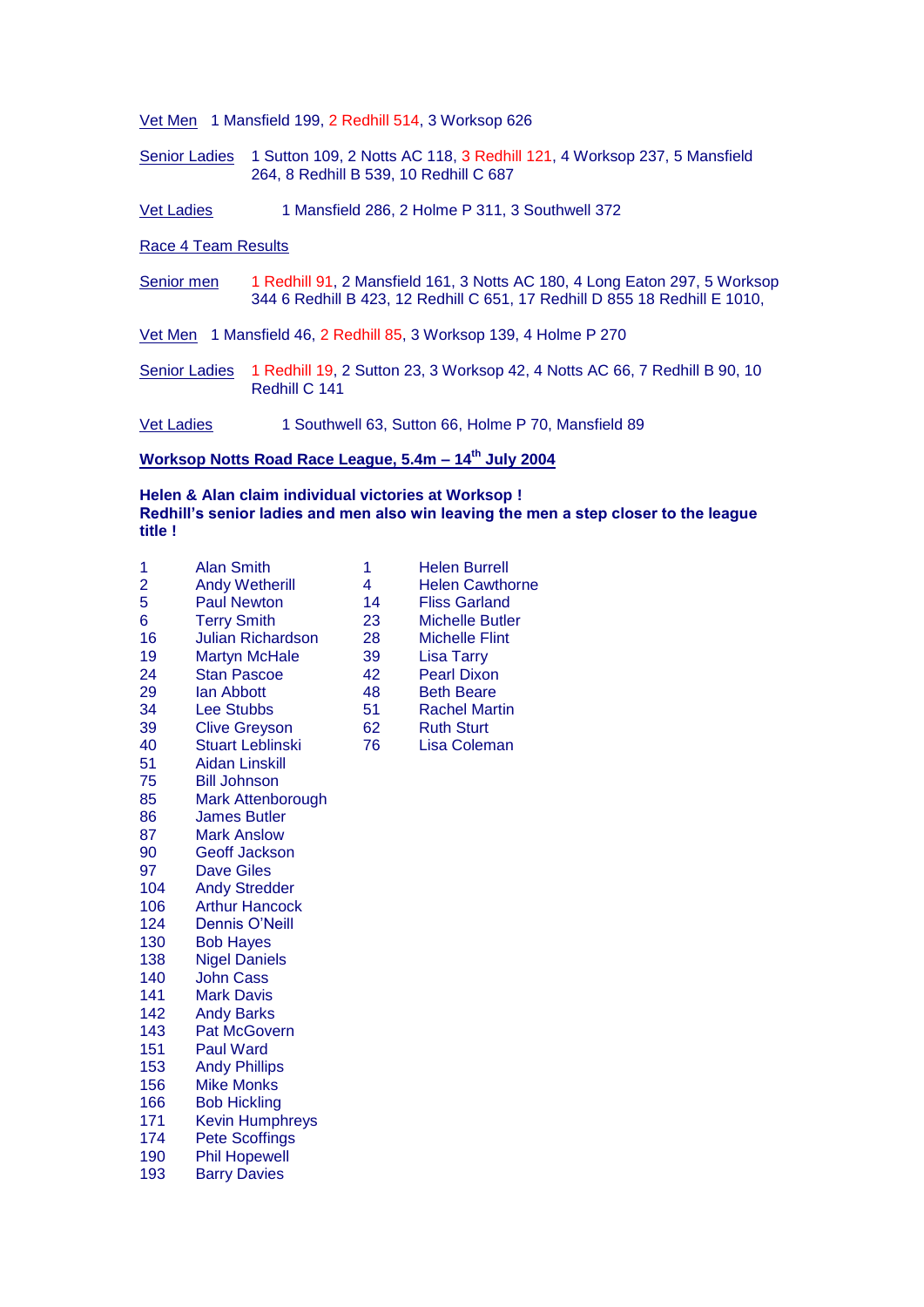Vet Men 1 Mansfield 199, 2 Redhill 514, 3 Worksop 626

Senior Ladies 1 Sutton 109, 2 Notts AC 118, 3 Redhill 121, 4 Worksop 237, 5 Mansfield 264, 8 Redhill B 539, 10 Redhill C 687

Vet Ladies 1 Mansfield 286, 2 Holme P 311, 3 Southwell 372

Race 4 Team Results

Senior men 1 Redhill 91, 2 Mansfield 161, 3 Notts AC 180, 4 Long Eaton 297, 5 Worksop 344 6 Redhill B 423, 12 Redhill C 651, 17 Redhill D 855 18 Redhill E 1010,

Vet Men 1 Mansfield 46, 2 Redhill 85, 3 Worksop 139, 4 Holme P 270

Senior Ladies 1 Redhill 19, 2 Sutton 23, 3 Worksop 42, 4 Notts AC 66, 7 Redhill B 90, 10 Redhill C 141

Vet Ladies 1 Southwell 63, Sutton 66, Holme P 70, Mansfield 89

## Worksop Notts Road Race League, 5.4m – 14th July 2004

**Helen & Alan claim individual victories at Worksop !**
**Redhill's senior ladies and men also win leaving the men a step closer to the league title !**

| Pos | Name | Pos | Name |
|---|---|---|---|
| 1 | Alan Smith | 1 | Helen Burrell |
| 2 | Andy Wetherill | 4 | Helen Cawthorne |
| 5 | Paul Newton | 14 | Fliss Garland |
| 6 | Terry Smith | 23 | Michelle Butler |
| 16 | Julian Richardson | 28 | Michelle Flint |
| 19 | Martyn McHale | 39 | Lisa Tarry |
| 24 | Stan Pascoe | 42 | Pearl Dixon |
| 29 | Ian Abbott | 48 | Beth Beare |
| 34 | Lee Stubbs | 51 | Rachel Martin |
| 39 | Clive Greyson | 62 | Ruth Sturt |
| 40 | Stuart Leblinski | 76 | Lisa Coleman |
| 51 | Aidan Linskill | | |
| 75 | Bill Johnson | | |
| 85 | Mark Attenborough | | |
| 86 | James Butler | | |
| 87 | Mark Anslow | | |
| 90 | Geoff Jackson | | |
| 97 | Dave Giles | | |
| 104 | Andy Stredder | | |
| 106 | Arthur Hancock | | |
| 124 | Dennis O'Neill | | |
| 130 | Bob Hayes | | |
| 138 | Nigel Daniels | | |
| 140 | John Cass | | |
| 141 | Mark Davis | | |
| 142 | Andy Barks | | |
| 143 | Pat McGovern | | |
| 151 | Paul Ward | | |
| 153 | Andy Phillips | | |
| 156 | Mike Monks | | |
| 166 | Bob Hickling | | |
| 171 | Kevin Humphreys | | |
| 174 | Pete Scoffings | | |
| 190 | Phil Hopewell | | |
| 193 | Barry Davies | | |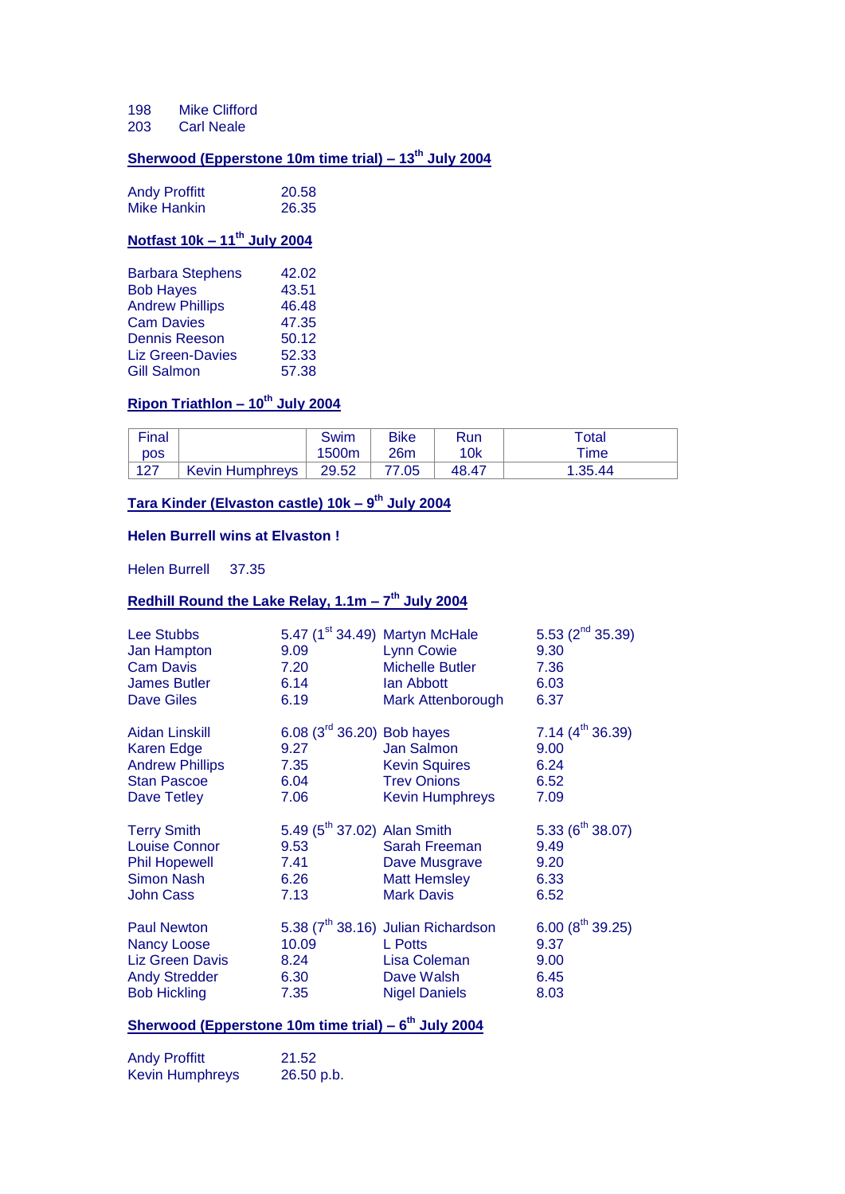198 Mike Clifford
203 Carl Neale

**Sherwood (Epperstone 10m time trial) – 13th July 2004**

| | |
|---|---|
| Andy Proffitt | 20.58 |
| Mike Hankin | 26.35 |

**Notfast 10k – 11th July 2004**

| | |
|---|---|
| Barbara Stephens | 42.02 |
| Bob Hayes | 43.51 |
| Andrew Phillips | 46.48 |
| Cam Davies | 47.35 |
| Dennis Reeson | 50.12 |
| Liz Green-Davies | 52.33 |
| Gill Salmon | 57.38 |

**Ripon Triathlon – 10th July 2004**

| Final pos | | Swim 1500m | Bike 26m | Run 10k | Total Time |
|---|---|---|---|---|---|
| 127 | Kevin Humphreys | 29.52 | 77.05 | 48.47 | 1.35.44 |

**Tara Kinder (Elvaston castle) 10k – 9th July 2004**

**Helen Burrell wins at Elvaston !**

Helen Burrell 37.35

**Redhill Round the Lake Relay, 1.1m – 7th July 2004**

| | | | |
|---|---|---|---|
| Lee Stubbs | 5.47 (1st 34.49) | Martyn McHale | 5.53 (2nd 35.39) |
| Jan Hampton | 9.09 | Lynn Cowie | 9.30 |
| Cam Davis | 7.20 | Michelle Butler | 7.36 |
| James Butler | 6.14 | Ian Abbott | 6.03 |
| Dave Giles | 6.19 | Mark Attenborough | 6.37 |
| | | | |
| Aidan Linskill | 6.08 (3rd 36.20) | Bob hayes | 7.14 (4th 36.39) |
| Karen Edge | 9.27 | Jan Salmon | 9.00 |
| Andrew Phillips | 7.35 | Kevin Squires | 6.24 |
| Stan Pascoe | 6.04 | Trev Onions | 6.52 |
| Dave Tetley | 7.06 | Kevin Humphreys | 7.09 |
| | | | |
| Terry Smith | 5.49 (5th 37.02) | Alan Smith | 5.33 (6th 38.07) |
| Louise Connor | 9.53 | Sarah Freeman | 9.49 |
| Phil Hopewell | 7.41 | Dave Musgrave | 9.20 |
| Simon Nash | 6.26 | Matt Hemsley | 6.33 |
| John Cass | 7.13 | Mark Davis | 6.52 |
| | | | |
| Paul Newton | 5.38 (7th 38.16) | Julian Richardson | 6.00 (8th 39.25) |
| Nancy Loose | 10.09 | L Potts | 9.37 |
| Liz Green Davis | 8.24 | Lisa Coleman | 9.00 |
| Andy Stredder | 6.30 | Dave Walsh | 6.45 |
| Bob Hickling | 7.35 | Nigel Daniels | 8.03 |

**Sherwood (Epperstone 10m time trial) – 6th July 2004**

| | |
|---|---|
| Andy Proffitt | 21.52 |
| Kevin Humphreys | 26.50 p.b. |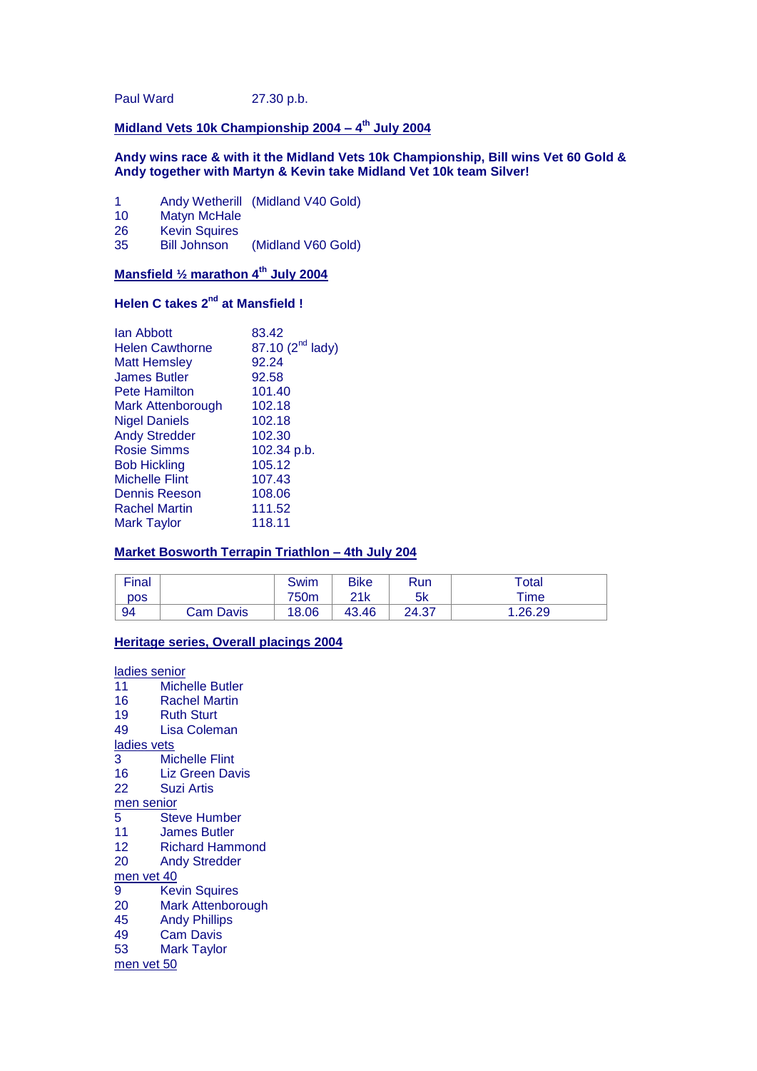Paul Ward 27.30 p.b.

## Midland Vets 10k Championship 2004 – 4th July 2004

**Andy wins race & with it the Midland Vets 10k Championship, Bill wins Vet 60 Gold & Andy together with Martyn & Kevin take Midland Vet 10k team Silver!**

1 Andy Wetherill (Midland V40 Gold)
10 Matyn McHale
26 Kevin Squires
35 Bill Johnson (Midland V60 Gold)

## Mansfield ½ marathon 4th July 2004

**Helen C takes 2nd at Mansfield !**

| | |
|---|---|
| Ian Abbott | 83.42 |
| Helen Cawthorne | 87.10 (2nd lady) |
| Matt Hemsley | 92.24 |
| James Butler | 92.58 |
| Pete Hamilton | 101.40 |
| Mark Attenborough | 102.18 |
| Nigel Daniels | 102.18 |
| Andy Stredder | 102.30 |
| Rosie Simms | 102.34 p.b. |
| Bob Hickling | 105.12 |
| Michelle Flint | 107.43 |
| Dennis Reeson | 108.06 |
| Rachel Martin | 111.52 |
| Mark Taylor | 118.11 |

## Market Bosworth Terrapin Triathlon – 4th July 204

| Final pos | | Swim 750m | Bike 21k | Run 5k | Total Time |
|---|---|---|---|---|---|
| 94 | Cam Davis | 18.06 | 43.46 | 24.37 | 1.26.29 |

## Heritage series, Overall placings 2004

ladies senior
11 Michelle Butler
16 Rachel Martin
19 Ruth Sturt
49 Lisa Coleman

ladies vets
3 Michelle Flint
16 Liz Green Davis
22 Suzi Artis

men senior
5 Steve Humber
11 James Butler
12 Richard Hammond
20 Andy Stredder

men vet 40
9 Kevin Squires
20 Mark Attenborough
45 Andy Phillips
49 Cam Davis
53 Mark Taylor

men vet 50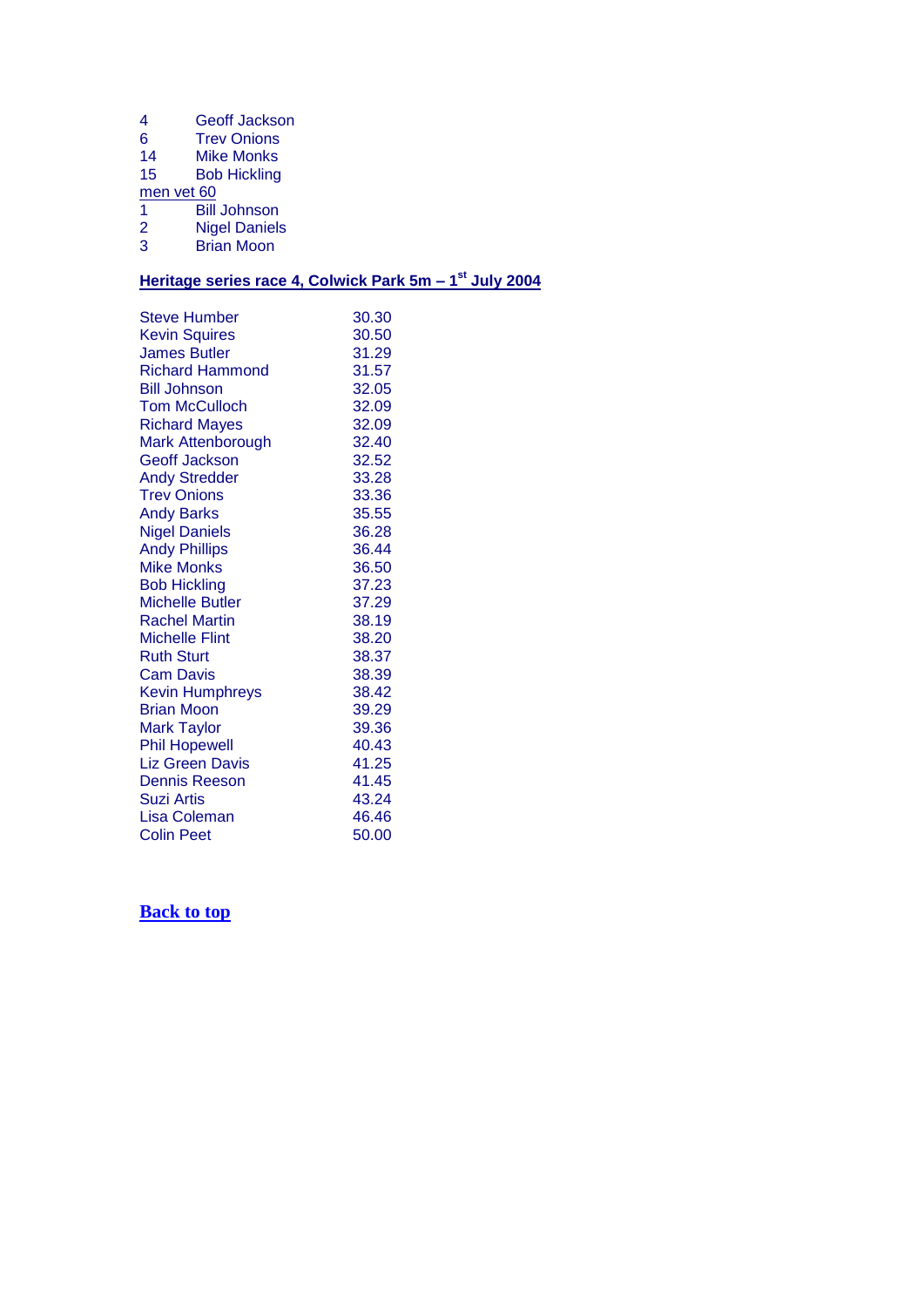4 Geoff Jackson
6 Trev Onions
14 Mike Monks
15 Bob Hickling

men vet 60

1 Bill Johnson
2 Nigel Daniels
3 Brian Moon

## Heritage series race 4, Colwick Park 5m – 1st July 2004

| | |
|---|---|
| Steve Humber | 30.30 |
| Kevin Squires | 30.50 |
| James Butler | 31.29 |
| Richard Hammond | 31.57 |
| Bill Johnson | 32.05 |
| Tom McCulloch | 32.09 |
| Richard Mayes | 32.09 |
| Mark Attenborough | 32.40 |
| Geoff Jackson | 32.52 |
| Andy Stredder | 33.28 |
| Trev Onions | 33.36 |
| Andy Barks | 35.55 |
| Nigel Daniels | 36.28 |
| Andy Phillips | 36.44 |
| Mike Monks | 36.50 |
| Bob Hickling | 37.23 |
| Michelle Butler | 37.29 |
| Rachel Martin | 38.19 |
| Michelle Flint | 38.20 |
| Ruth Sturt | 38.37 |
| Cam Davis | 38.39 |
| Kevin Humphreys | 38.42 |
| Brian Moon | 39.29 |
| Mark Taylor | 39.36 |
| Phil Hopewell | 40.43 |
| Liz Green Davis | 41.25 |
| Dennis Reeson | 41.45 |
| Suzi Artis | 43.24 |
| Lisa Coleman | 46.46 |
| Colin Peet | 50.00 |

**Back to top**